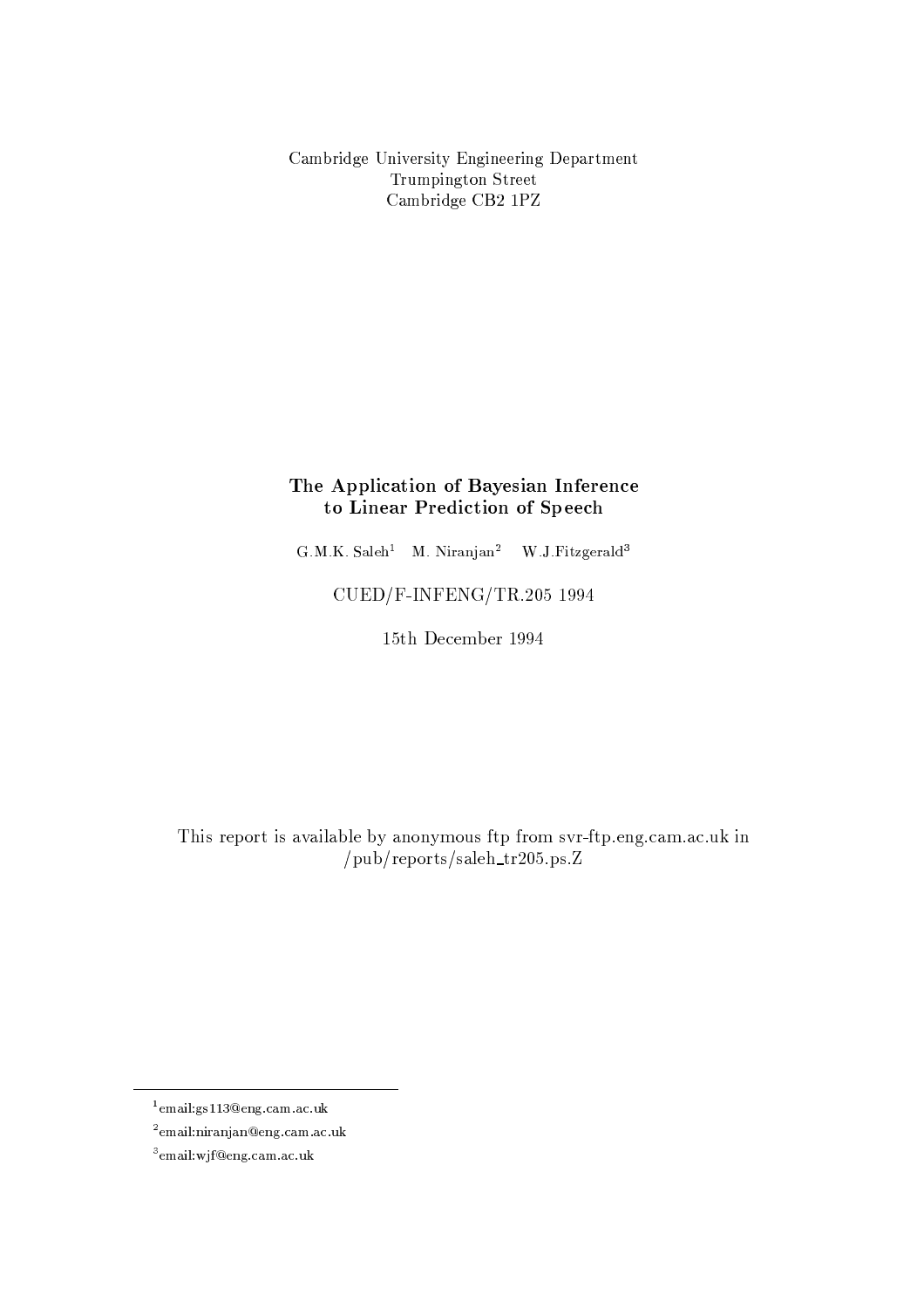Cambridge University Engineering Department
Trumpington Street
Cambridge CB2 1PZ

# The Application of Bayesian Inference to Linear Prediction of Speech

G.M.K. Saleh[1] M. Niranjan[2] W.J.Fitzgerald[3]

CUED/F-INFENG/TR.205 1994

15th December 1994

This report is available by anonymous ftp from svr-ftp.eng.cam.ac.uk in /pub/reports/saleh_tr205.ps.Z

---

[1] email:gs113@eng.cam.ac.uk

[2] email:niranjan@eng.cam.ac.uk

[3] email:wjf@eng.cam.ac.uk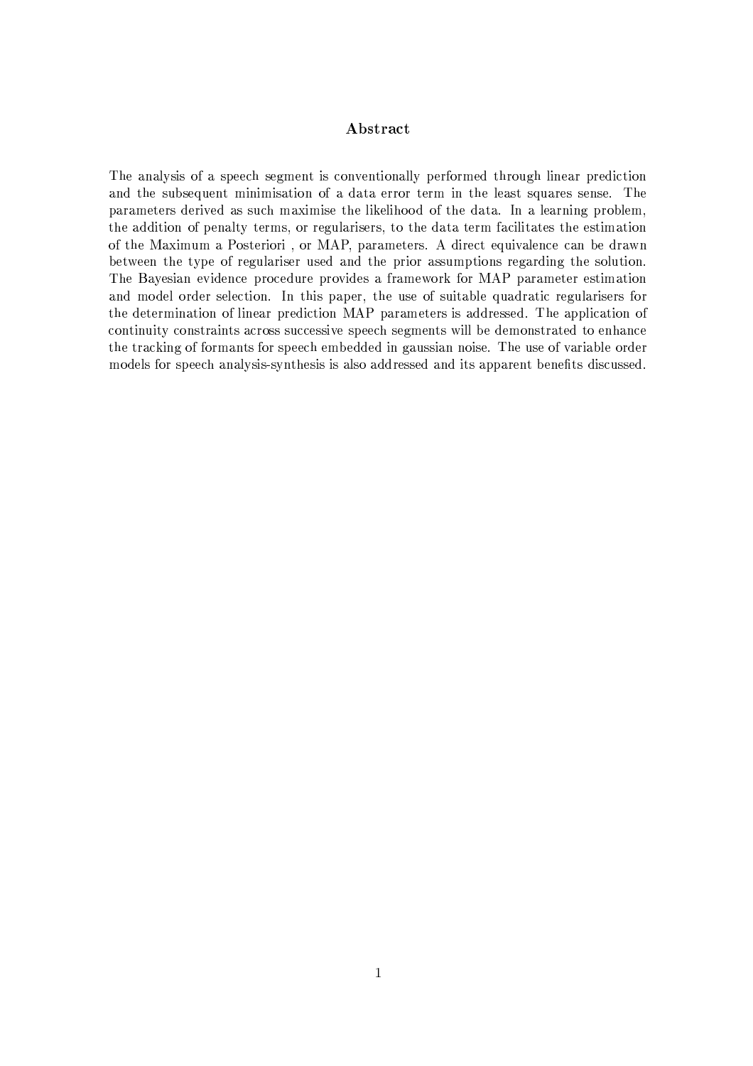## Abstract

The analysis of a speech segment is conventionally performed through linear prediction and the subsequent minimisation of a data error term in the least squares sense. The parameters derived as such maximise the likelihood of the data. In a learning problem, the addition of penalty terms, or regularisers, to the data term facilitates the estimation of the Maximum a Posteriori , or MAP, parameters. A direct equivalence can be drawn between the type of regulariser used and the prior assumptions regarding the solution. The Bayesian evidence procedure provides a framework for MAP parameter estimation and model order selection. In this paper, the use of suitable quadratic regularisers for the determination of linear prediction MAP parameters is addressed. The application of continuity constraints across successive speech segments will be demonstrated to enhance the tracking of formants for speech embedded in gaussian noise. The use of variable order models for speech analysis-synthesis is also addressed and its apparent benefits discussed.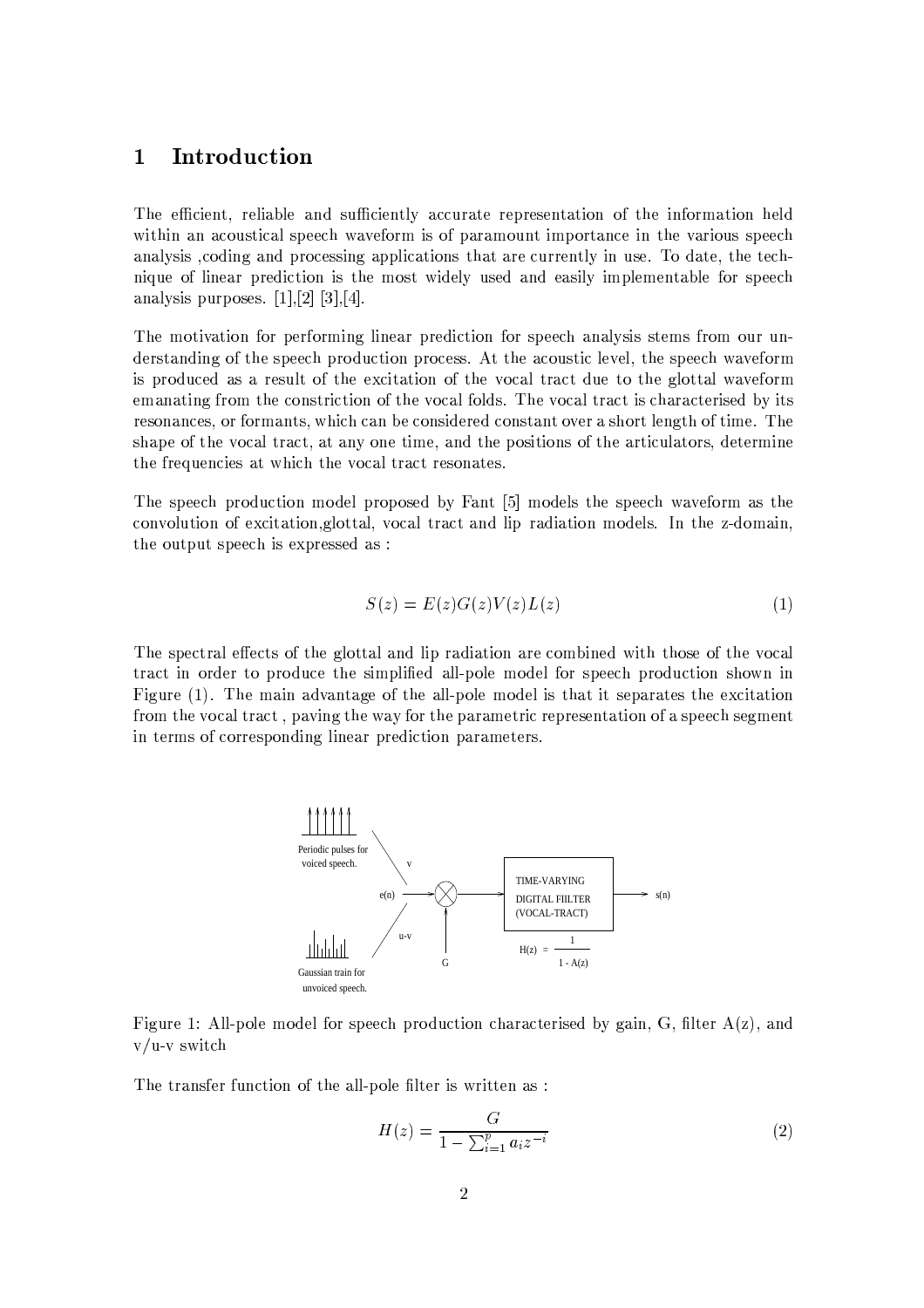# 1 Introduction

The efficient, reliable and sufficiently accurate representation of the information held within an acoustical speech waveform is of paramount importance in the various speech analysis ,coding and processing applications that are currently in use. To date, the technique of linear prediction is the most widely used and easily implementable for speech analysis purposes. [1],[2] [3],[4].

The motivation for performing linear prediction for speech analysis stems from our understanding of the speech production process. At the acoustic level, the speech waveform is produced as a result of the excitation of the vocal tract due to the glottal waveform emanating from the constriction of the vocal folds. The vocal tract is characterised by its resonances, or formants, which can be considered constant over a short length of time. The shape of the vocal tract, at any one time, and the positions of the articulators, determine the frequencies at which the vocal tract resonates.

The speech production model proposed by Fant [5] models the speech waveform as the convolution of excitation,glottal, vocal tract and lip radiation models. In the z-domain, the output speech is expressed as :

$$S(z) = E(z)G(z)V(z)L(z) \tag{1}$$

The spectral effects of the glottal and lip radiation are combined with those of the vocal tract in order to produce the simplified all-pole model for speech production shown in Figure (1). The main advantage of the all-pole model is that it separates the excitation from the vocal tract , paving the way for the parametric representation of a speech segment in terms of corresponding linear prediction parameters.

Periodic pulses for voiced speech. v e(n) u-v G TIME-VARYING DIGITAL FIILTER (VOCAL-TRACT) s(n) $H(z) = \frac{1}{1 - A(z)}$ Gaussian train for unvoiced speech.

Figure 1: All-pole model for speech production characterised by gain, G, filter A(z), and v/u-v switch

The transfer function of the all-pole filter is written as :

$$H(z) = \frac{G}{1 - \sum_{i=1}^{p} a_i z^{-i}} \tag{2}$$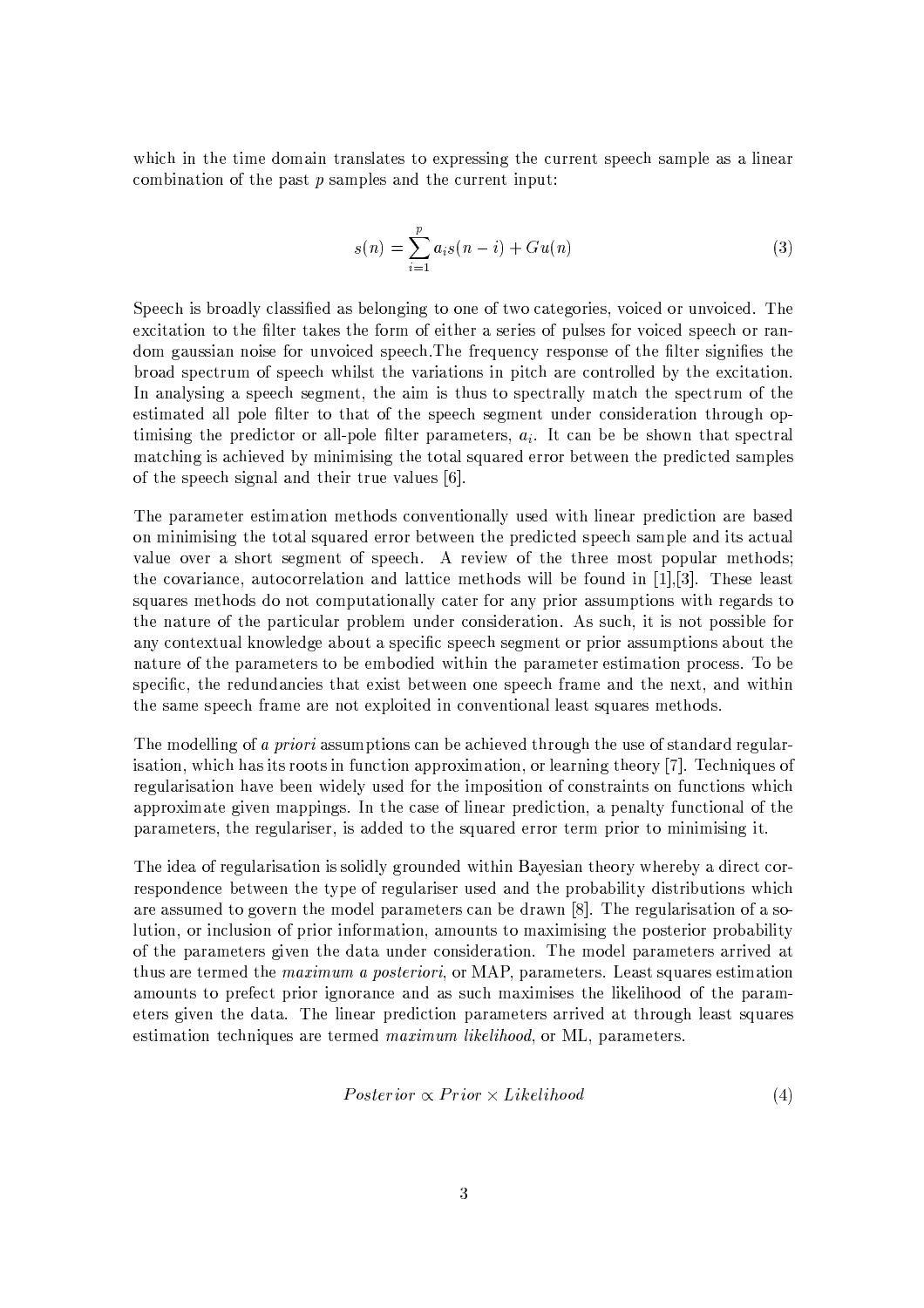which in the time domain translates to expressing the current speech sample as a linear combination of the past $p$ samples and the current input:

$$s(n) = \sum_{i=1}^{p} a_i s(n-i) + Gu(n) \tag{3}$$

Speech is broadly classified as belonging to one of two categories, voiced or unvoiced. The excitation to the filter takes the form of either a series of pulses for voiced speech or random gaussian noise for unvoiced speech.The frequency response of the filter signifies the broad spectrum of speech whilst the variations in pitch are controlled by the excitation. In analysing a speech segment, the aim is thus to spectrally match the spectrum of the estimated all pole filter to that of the speech segment under consideration through optimising the predictor or all-pole filter parameters, $a_i$. It can be be shown that spectral matching is achieved by minimising the total squared error between the predicted samples of the speech signal and their true values [6].

The parameter estimation methods conventionally used with linear prediction are based on minimising the total squared error between the predicted speech sample and its actual value over a short segment of speech. A review of the three most popular methods; the covariance, autocorrelation and lattice methods will be found in [1],[3]. These least squares methods do not computationally cater for any prior assumptions with regards to the nature of the particular problem under consideration. As such, it is not possible for any contextual knowledge about a specific speech segment or prior assumptions about the nature of the parameters to be embodied within the parameter estimation process. To be specific, the redundancies that exist between one speech frame and the next, and within the same speech frame are not exploited in conventional least squares methods.

The modelling of *a priori* assumptions can be achieved through the use of standard regularisation, which has its roots in function approximation, or learning theory [7]. Techniques of regularisation have been widely used for the imposition of constraints on functions which approximate given mappings. In the case of linear prediction, a penalty functional of the parameters, the regulariser, is added to the squared error term prior to minimising it.

The idea of regularisation is solidly grounded within Bayesian theory whereby a direct correspondence between the type of regulariser used and the probability distributions which are assumed to govern the model parameters can be drawn [8]. The regularisation of a solution, or inclusion of prior information, amounts to maximising the posterior probability of the parameters given the data under consideration. The model parameters arrived at thus are termed the *maximum a posteriori*, or MAP, parameters. Least squares estimation amounts to prefect prior ignorance and as such maximises the likelihood of the parameters given the data. The linear prediction parameters arrived at through least squares estimation techniques are termed *maximum likelihood*, or ML, parameters.

$$Posterior \propto Prior \times Likelihood \tag{4}$$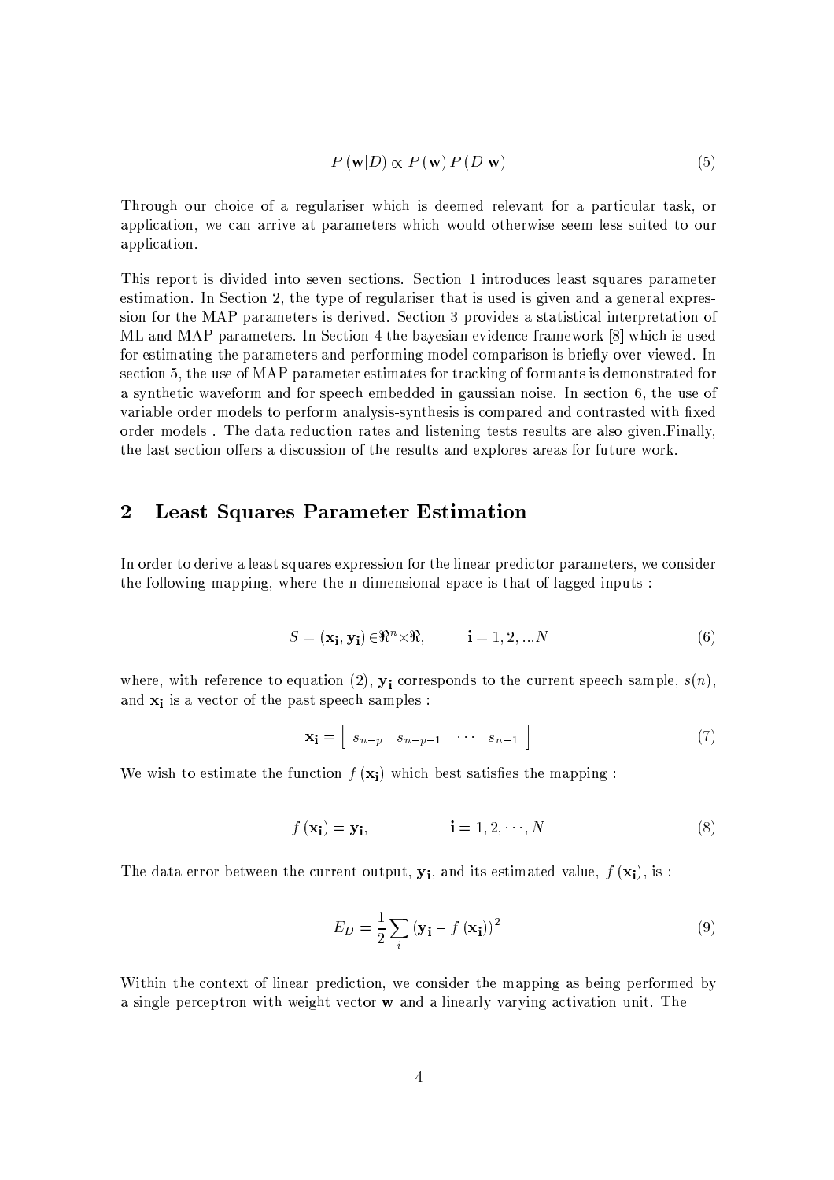$$P(\mathbf{w}|D) \propto P(\mathbf{w})\,P(D|\mathbf{w}) \tag{5}$$

Through our choice of a regulariser which is deemed relevant for a particular task, or application, we can arrive at parameters which would otherwise seem less suited to our application.

This report is divided into seven sections. Section 1 introduces least squares parameter estimation. In Section 2, the type of regulariser that is used is given and a general expression for the MAP parameters is derived. Section 3 provides a statistical interpretation of ML and MAP parameters. In Section 4 the bayesian evidence framework [8] which is used for estimating the parameters and performing model comparison is briefly over-viewed. In section 5, the use of MAP parameter estimates for tracking of formants is demonstrated for a synthetic waveform and for speech embedded in gaussian noise. In section 6, the use of variable order models to perform analysis-synthesis is compared and contrasted with fixed order models . The data reduction rates and listening tests results are also given.Finally, the last section offers a discussion of the results and explores areas for future work.

## 2 Least Squares Parameter Estimation

In order to derive a least squares expression for the linear predictor parameters, we consider the following mapping, where the n-dimensional space is that of lagged inputs :

$$S = (\mathbf{x_i}, \mathbf{y_i}) \in \Re^n \times \Re, \qquad \mathbf{i} = 1, 2, ...N \tag{6}$$

where, with reference to equation (2), $\mathbf{y_i}$ corresponds to the current speech sample, $s(n)$, and $\mathbf{x_i}$ is a vector of the past speech samples :

$$\mathbf{x_i} = \left[\begin{array}{cccc} s_{n-p} & s_{n-p-1} & \cdots & s_{n-1} \end{array}\right] \tag{7}$$

We wish to estimate the function $f(\mathbf{x_i})$ which best satisfies the mapping :

$$f(\mathbf{x_i}) = \mathbf{y_i}, \qquad \mathbf{i} = 1, 2, \cdots, N \tag{8}$$

The data error between the current output, $\mathbf{y_i}$, and its estimated value, $f(\mathbf{x_i})$, is :

$$E_D = \frac{1}{2}\sum_i \left(\mathbf{y_i} - f(\mathbf{x_i})\right)^2 \tag{9}$$

Within the context of linear prediction, we consider the mapping as being performed by a single perceptron with weight vector $\mathbf{w}$ and a linearly varying activation unit. The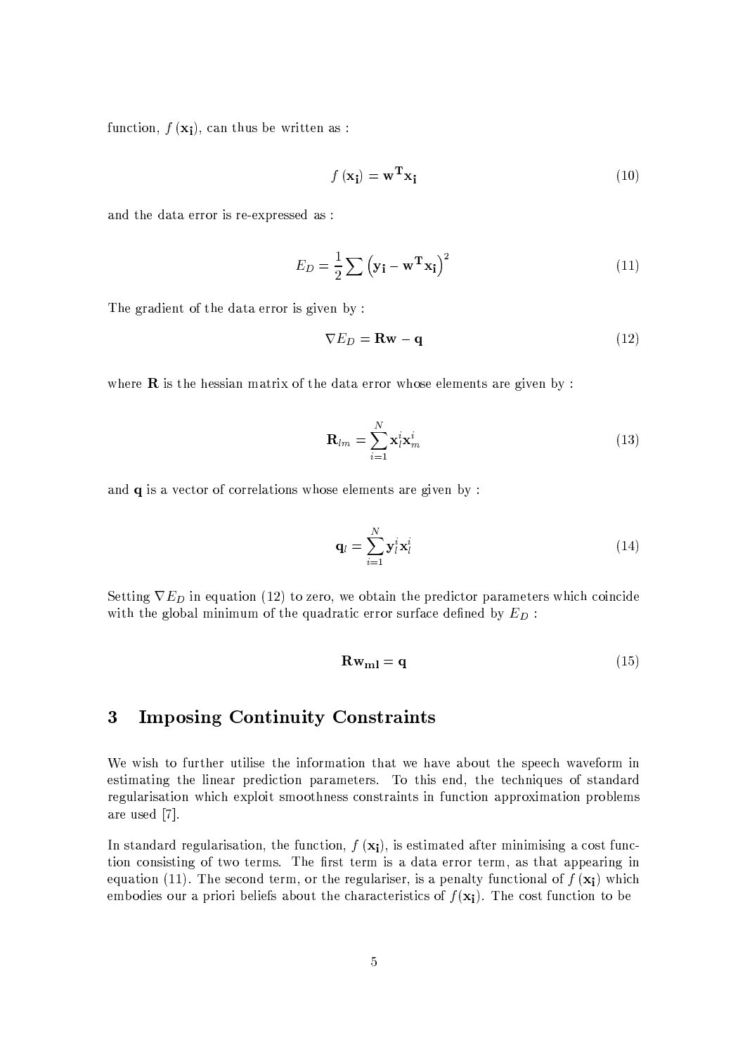function, $f(\mathbf{x_i})$, can thus be written as :

$$f(\mathbf{x_i}) = \mathbf{w^T x_i} \tag{10}$$

and the data error is re-expressed as :

$$E_D = \frac{1}{2} \sum \left( \mathbf{y_i} - \mathbf{w^T x_i} \right)^2 \tag{11}$$

The gradient of the data error is given by :

$$\nabla E_D = \mathbf{Rw} - \mathbf{q} \tag{12}$$

where $\mathbf{R}$ is the hessian matrix of the data error whose elements are given by :

$$\mathbf{R}_{lm} = \sum_{i=1}^{N} \mathbf{x}_l^i \mathbf{x}_m^i \tag{13}$$

and $\mathbf{q}$ is a vector of correlations whose elements are given by :

$$\mathbf{q}_l = \sum_{i=1}^{N} \mathbf{y}_l^i \mathbf{x}_l^i \tag{14}$$

Setting $\nabla E_D$ in equation (12) to zero, we obtain the predictor parameters which coincide with the global minimum of the quadratic error surface defined by $E_D$ :

$$\mathbf{R w_{ml}} = \mathbf{q} \tag{15}$$

## 3 Imposing Continuity Constraints

We wish to further utilise the information that we have about the speech waveform in estimating the linear prediction parameters. To this end, the techniques of standard regularisation which exploit smoothness constraints in function approximation problems are used [7].

In standard regularisation, the function, $f(\mathbf{x_i})$, is estimated after minimising a cost function consisting of two terms. The first term is a data error term, as that appearing in equation (11). The second term, or the regulariser, is a penalty functional of $f(\mathbf{x_i})$ which embodies our a priori beliefs about the characteristics of $f(\mathbf{x_i})$. The cost function to be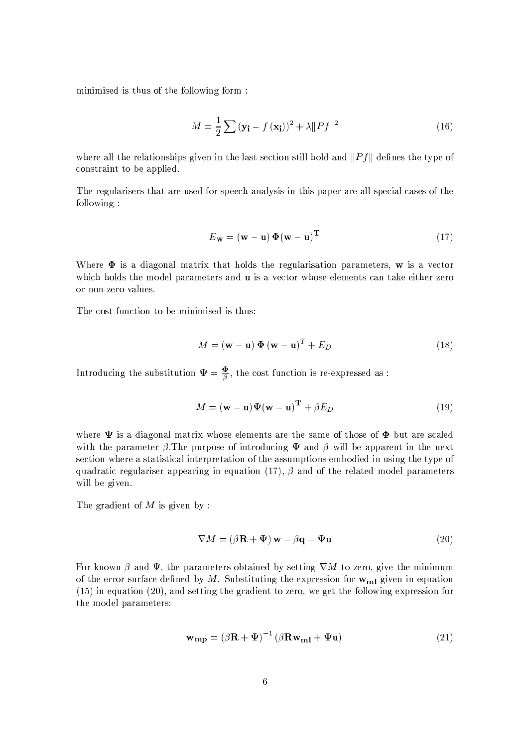minimised is thus of the following form :

$$M = \frac{1}{2} \sum \left(\mathbf{y_i} - f\left(\mathbf{x_i}\right)\right)^2 + \lambda \|Pf\|^2 \tag{16}$$

where all the relationships given in the last section still hold and $\|Pf\|$ defines the type of constraint to be applied.

The regularisers that are used for speech analysis in this paper are all special cases of the following :

$$E_{\mathbf{W}} = \left(\mathbf{w} - \mathbf{u}\right) \mathbf{\Phi} (\mathbf{w} - \mathbf{u})^{\mathbf{T}} \tag{17}$$

Where $\mathbf{\Phi}$ is a diagonal matrix that holds the regularisation parameters, $\mathbf{w}$ is a vector which holds the model parameters and $\mathbf{u}$ is a vector whose elements can take either zero or non-zero values.

The cost function to be minimised is thus:

$$M = \left(\mathbf{w} - \mathbf{u}\right) \mathbf{\Phi} \left(\mathbf{w} - \mathbf{u}\right)^T + E_D \tag{18}$$

Introducing the substitution $\mathbf{\Psi} = \frac{\mathbf{\Phi}}{\beta}$, the cost function is re-expressed as :

$$M = (\mathbf{w} - \mathbf{u}) \mathbf{\Psi} (\mathbf{w} - \mathbf{u})^{\mathbf{T}} + \beta E_D \tag{19}$$

where $\mathbf{\Psi}$ is a diagonal matrix whose elements are the same of those of $\mathbf{\Phi}$ but are scaled with the parameter $\beta$.The purpose of introducing $\mathbf{\Psi}$ and $\beta$ will be apparent in the next section where a statistical interpretation of the assumptions embodied in using the type of quadratic regulariser appearing in equation (17), $\beta$ and of the related model parameters will be given.

The gradient of $M$ is given by :

$$\nabla M = \left(\beta \mathbf{R} + \mathbf{\Psi}\right) \mathbf{w} - \beta \mathbf{q} - \mathbf{\Psi} \mathbf{u} \tag{20}$$

For known $\beta$ and $\Psi$, the parameters obtained by setting $\nabla M$ to zero, give the minimum of the error surface defined by $M$. Substituting the expression for $\mathbf{w_{ml}}$ given in equation (15) in equation (20), and setting the gradient to zero, we get the following expression for the model parameters:

$$\mathbf{w_{mp}} = \left(\beta \mathbf{R} + \mathbf{\Psi}\right)^{-1} \left(\beta \mathbf{R} \mathbf{w_{ml}} + \mathbf{\Psi} \mathbf{u}\right) \tag{21}$$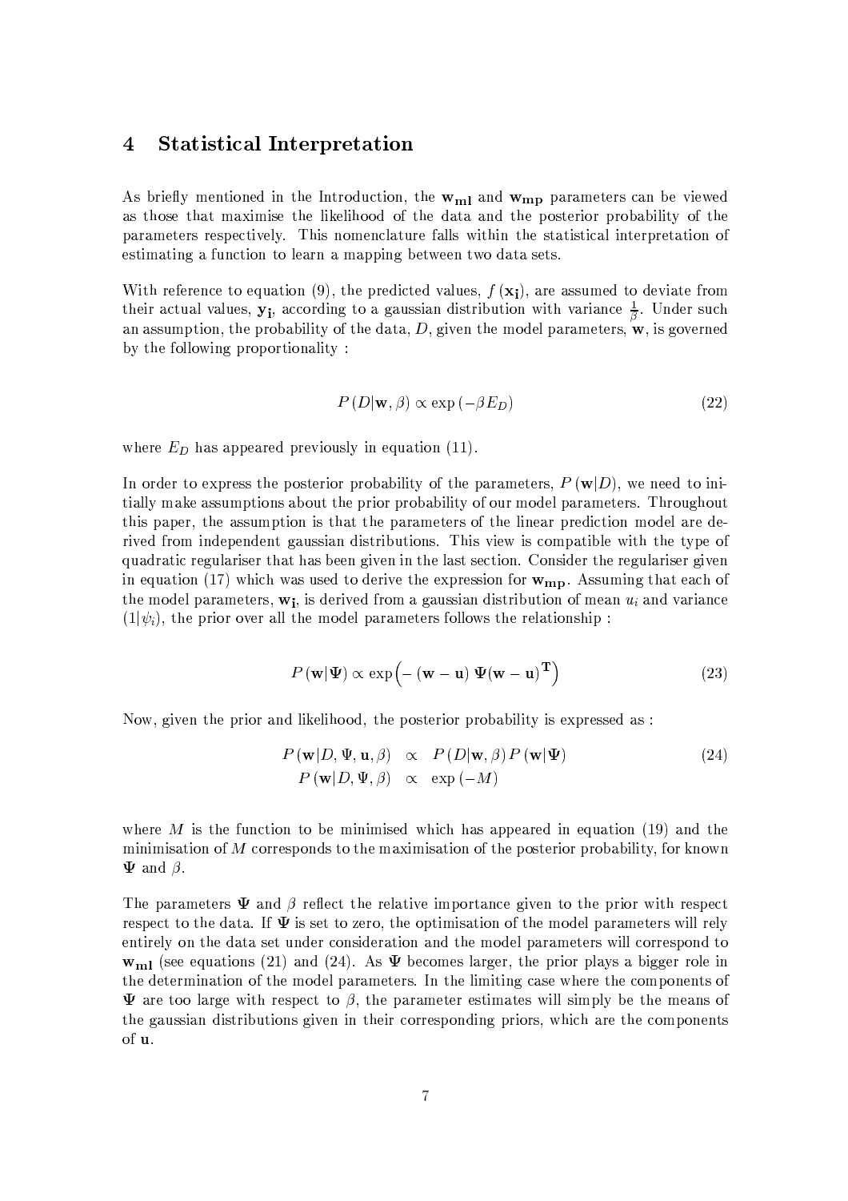## 4 Statistical Interpretation

As briefly mentioned in the Introduction, the $\mathbf{w_{ml}}$ and $\mathbf{w_{mp}}$ parameters can be viewed as those that maximise the likelihood of the data and the posterior probability of the parameters respectively. This nomenclature falls within the statistical interpretation of estimating a function to learn a mapping between two data sets.

With reference to equation (9), the predicted values, $f(\mathbf{x_i})$, are assumed to deviate from their actual values, $\mathbf{y_i}$, according to a gaussian distribution with variance $\frac{1}{\beta}$. Under such an assumption, the probability of the data, $D$, given the model parameters, $\mathbf{w}$, is governed by the following proportionality :

$$P(D|\mathbf{w}, \beta) \propto \exp(-\beta E_D) \tag{22}$$

where $E_D$ has appeared previously in equation (11).

In order to express the posterior probability of the parameters, $P(\mathbf{w}|D)$, we need to initially make assumptions about the prior probability of our model parameters. Throughout this paper, the assumption is that the parameters of the linear prediction model are derived from independent gaussian distributions. This view is compatible with the type of quadratic regulariser that has been given in the last section. Consider the regulariser given in equation (17) which was used to derive the expression for $\mathbf{w_{mp}}$. Assuming that each of the model parameters, $\mathbf{w_i}$, is derived from a gaussian distribution of mean $u_i$ and variance $(1|\psi_i)$, the prior over all the model parameters follows the relationship :

$$P(\mathbf{w}|\mathbf{\Psi}) \propto \exp\Big(-(\mathbf{w}-\mathbf{u})\,\mathbf{\Psi}(\mathbf{w}-\mathbf{u})^{\mathbf{T}}\Big) \tag{23}$$

Now, given the prior and likelihood, the posterior probability is expressed as :

$$\begin{aligned} P(\mathbf{w}|D, \mathbf{\Psi}, \mathbf{u}, \beta) &\propto P(D|\mathbf{w}, \beta)\, P(\mathbf{w}|\mathbf{\Psi}) \\ P(\mathbf{w}|D, \mathbf{\Psi}, \beta) &\propto \exp(-M) \end{aligned} \tag{24}$$

where $M$ is the function to be minimised which has appeared in equation (19) and the minimisation of $M$ corresponds to the maximisation of the posterior probability, for known $\mathbf{\Psi}$ and $\beta$.

The parameters $\mathbf{\Psi}$ and $\beta$ reflect the relative importance given to the prior with respect respect to the data. If $\mathbf{\Psi}$ is set to zero, the optimisation of the model parameters will rely entirely on the data set under consideration and the model parameters will correspond to $\mathbf{w_{ml}}$ (see equations (21) and (24). As $\mathbf{\Psi}$ becomes larger, the prior plays a bigger role in the determination of the model parameters. In the limiting case where the components of $\mathbf{\Psi}$ are too large with respect to $\beta$, the parameter estimates will simply be the means of the gaussian distributions given in their corresponding priors, which are the components of $\mathbf{u}$.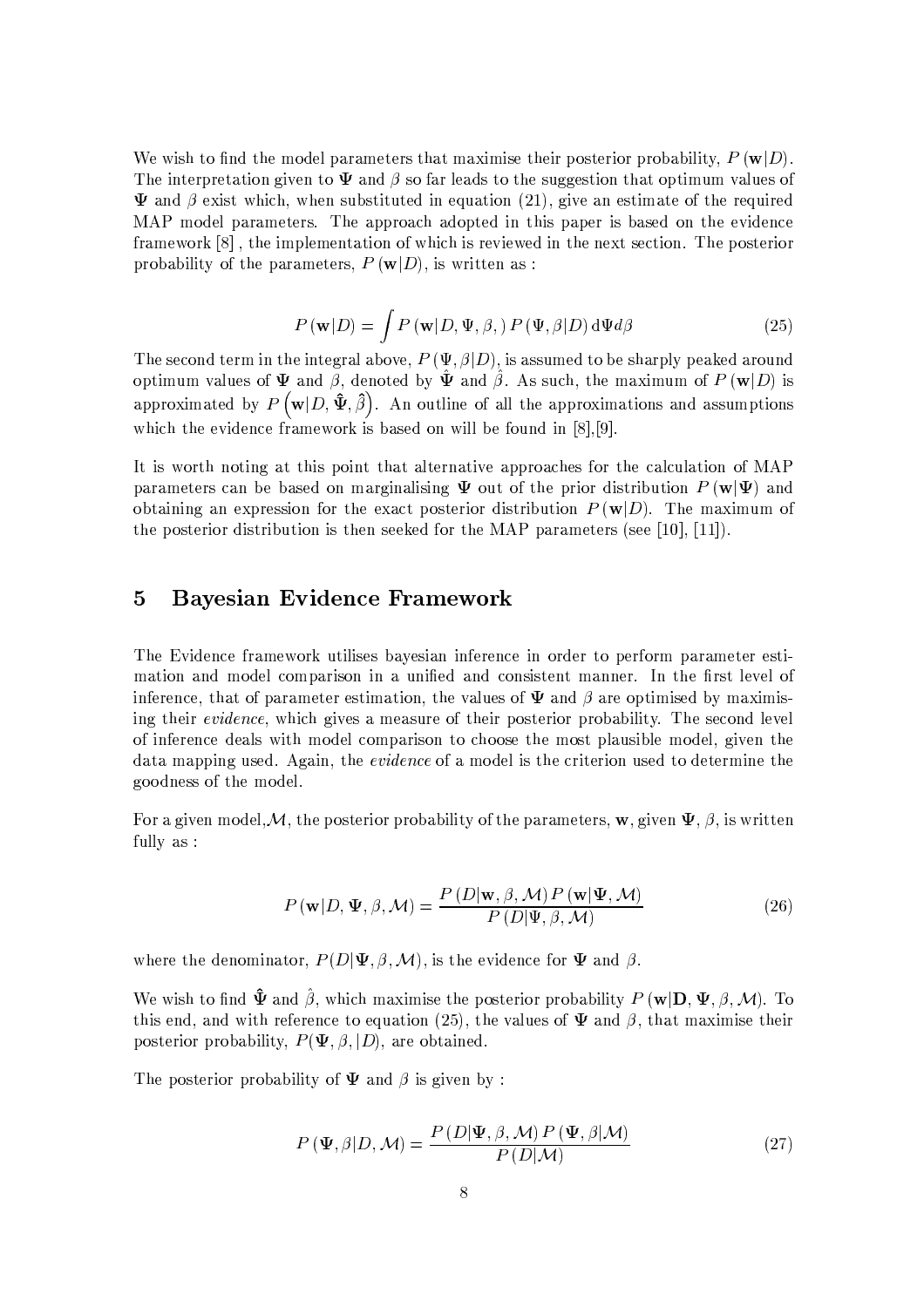We wish to find the model parameters that maximise their posterior probability, $P(\mathbf{w}|D)$. The interpretation given to $\Psi$ and $\beta$ so far leads to the suggestion that optimum values of $\Psi$ and $\beta$ exist which, when substituted in equation (21), give an estimate of the required MAP model parameters. The approach adopted in this paper is based on the evidence framework [8] , the implementation of which is reviewed in the next section. The posterior probability of the parameters, $P(\mathbf{w}|D)$, is written as :

$$P(\mathbf{w}|D) = \int P(\mathbf{w}|D, \Psi, \beta,) \, P(\Psi, \beta|D) \, \mathrm{d}\Psi d\beta \tag{25}$$

The second term in the integral above, $P(\Psi, \beta|D)$, is assumed to be sharply peaked around optimum values of $\Psi$ and $\beta$, denoted by $\hat{\Psi}$ and $\hat{\beta}$. As such, the maximum of $P(\mathbf{w}|D)$ is approximated by $P\left(\mathbf{w}|D, \hat{\Psi}, \hat{\beta}\right)$. An outline of all the approximations and assumptions which the evidence framework is based on will be found in [8],[9].

It is worth noting at this point that alternative approaches for the calculation of MAP parameters can be based on marginalising $\Psi$ out of the prior distribution $P(\mathbf{w}|\Psi)$ and obtaining an expression for the exact posterior distribution $P(\mathbf{w}|D)$. The maximum of the posterior distribution is then seeked for the MAP parameters (see [10], [11]).

## 5 Bayesian Evidence Framework

The Evidence framework utilises bayesian inference in order to perform parameter estimation and model comparison in a unified and consistent manner. In the first level of inference, that of parameter estimation, the values of $\Psi$ and $\beta$ are optimised by maximising their *evidence*, which gives a measure of their posterior probability. The second level of inference deals with model comparison to choose the most plausible model, given the data mapping used. Again, the *evidence* of a model is the criterion used to determine the goodness of the model.

For a given model, $\mathcal{M}$, the posterior probability of the parameters, $\mathbf{w}$, given $\Psi$, $\beta$, is written fully as :

$$P(\mathbf{w}|D, \Psi, \beta, \mathcal{M}) = \frac{P(D|\mathbf{w}, \beta, \mathcal{M}) \, P(\mathbf{w}|\Psi, \mathcal{M})}{P(D|\Psi, \beta, \mathcal{M})} \tag{26}$$

where the denominator, $P(D|\Psi, \beta, \mathcal{M})$, is the evidence for $\Psi$ and $\beta$.

We wish to find $\hat{\Psi}$ and $\hat{\beta}$, which maximise the posterior probability $P(\mathbf{w}|\mathbf{D}, \Psi, \beta, \mathcal{M})$. To this end, and with reference to equation (25), the values of $\Psi$ and $\beta$, that maximise their posterior probability, $P(\Psi, \beta, |D)$, are obtained.

The posterior probability of $\Psi$ and $\beta$ is given by :

$$P(\Psi, \beta|D, \mathcal{M}) = \frac{P(D|\Psi, \beta, \mathcal{M}) \, P(\Psi, \beta|\mathcal{M})}{P(D|\mathcal{M})} \tag{27}$$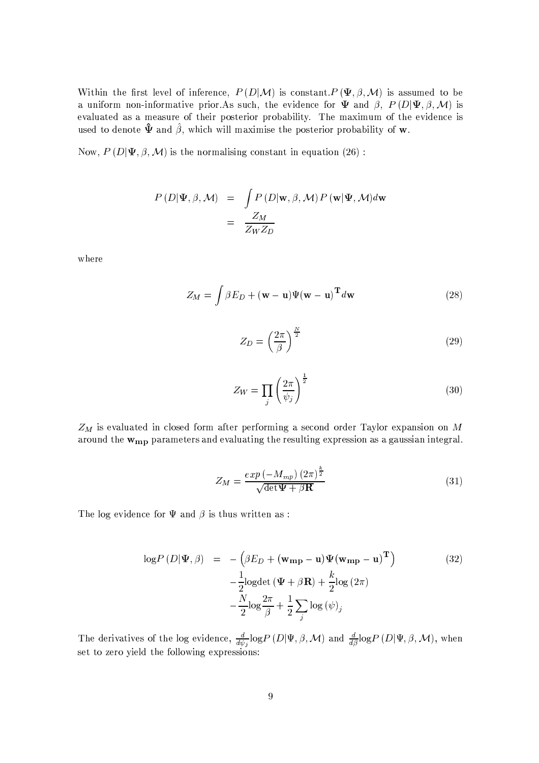Within the first level of inference, $P(D|\mathcal{M})$ is constant.$P(\boldsymbol{\Psi}, \beta, \mathcal{M})$ is assumed to be a uniform non-informative prior.As such, the evidence for $\boldsymbol{\Psi}$ and $\beta$, $P(D|\boldsymbol{\Psi}, \beta, \mathcal{M})$ is evaluated as a measure of their posterior probability. The maximum of the evidence is used to denote $\hat{\boldsymbol{\Psi}}$ and $\hat{\beta}$, which will maximise the posterior probability of $\mathbf{w}$.

Now, $P(D|\boldsymbol{\Psi}, \beta, \mathcal{M})$ is the normalising constant in equation (26) :

$$
\begin{aligned}
P(D|\boldsymbol{\Psi}, \beta, \mathcal{M}) &= \int P(D|\mathbf{w}, \beta, \mathcal{M}) P(\mathbf{w}|\boldsymbol{\Psi}, \mathcal{M}) d\mathbf{w} \\
&= \frac{Z_M}{Z_W Z_D}
\end{aligned}
$$

where

$$
Z_M = \int \beta E_D + (\mathbf{w} - \mathbf{u}) \Psi (\mathbf{w} - \mathbf{u})^{\mathbf{T}} d\mathbf{w} \tag{28}
$$

$$
Z_D = \left(\frac{2\pi}{\beta}\right)^{\frac{N}{2}} \tag{29}
$$

$$
Z_W = \prod_j \left(\frac{2\pi}{\psi_j}\right)^{\frac{1}{2}} \tag{30}
$$

$Z_M$ is evaluated in closed form after performing a second order Taylor expansion on $M$ around the $\mathbf{w_{mp}}$ parameters and evaluating the resulting expression as a gaussian integral.

$$
Z_M = \frac{exp\left(-M_{mp}\right)(2\pi)^{\frac{k}{2}}}{\sqrt{\det \boldsymbol{\Psi} + \beta \mathbf{R}}} \tag{31}
$$

The log evidence for $\Psi$ and $\beta$ is thus written as :

$$
\begin{aligned}
\log P(D|\boldsymbol{\Psi}, \beta) &= -\left(\beta E_D + (\mathbf{w_{mp}} - \mathbf{u}) \boldsymbol{\Psi} (\mathbf{w_{mp}} - \mathbf{u})^{\mathbf{T}}\right) \\
&\quad -\frac{1}{2} \log\det(\boldsymbol{\Psi} + \beta \mathbf{R}) + \frac{k}{2} \log(2\pi) \\
&\quad -\frac{N}{2} \log \frac{2\pi}{\beta} + \frac{1}{2} \sum_j \log(\psi)_j
\end{aligned} \tag{32}
$$

The derivatives of the log evidence, $\frac{d}{d\psi_j} \log P(D|\Psi, \beta, \mathcal{M})$ and $\frac{d}{d\beta} \log P(D|\Psi, \beta, \mathcal{M})$, when set to zero yield the following expressions: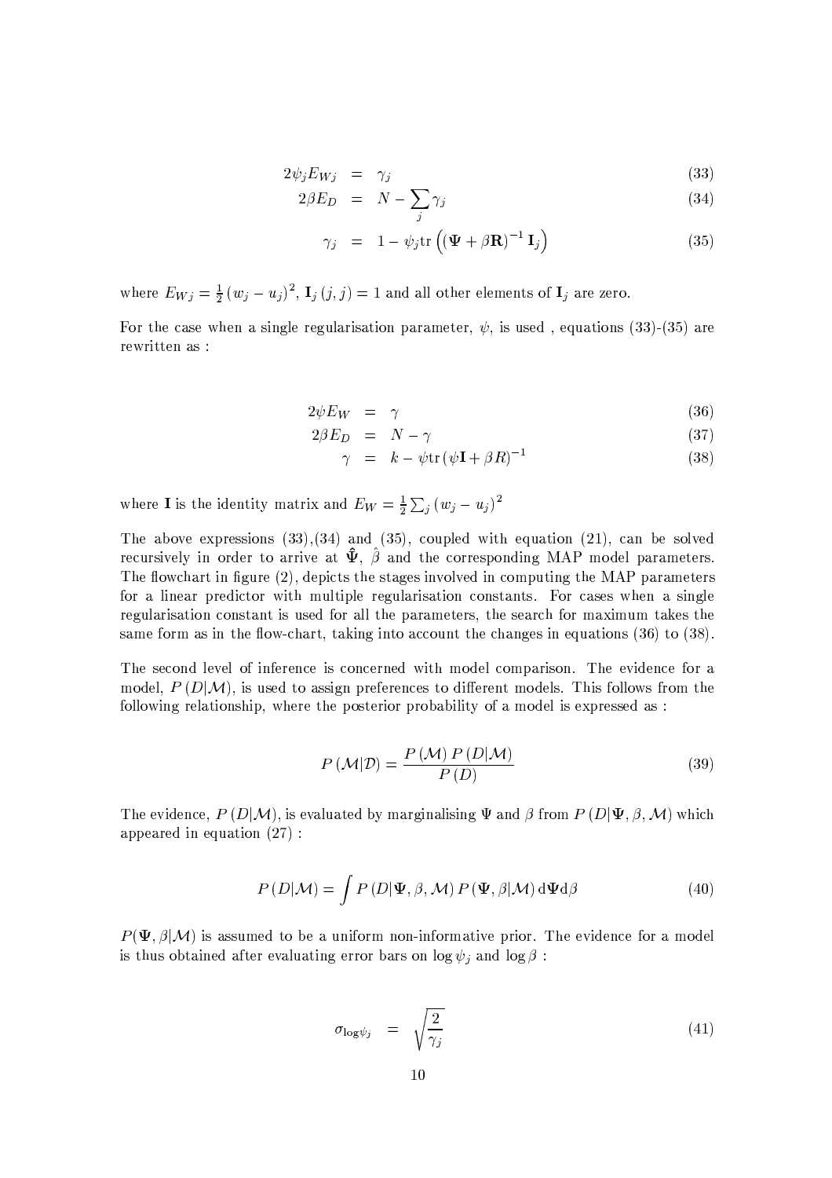$$2\psi_j E_{Wj} = \gamma_j \tag{33}$$

$$2\beta E_D = N - \sum_j \gamma_j \tag{34}$$

$$\gamma_j = 1 - \psi_j \mathrm{tr}\left( (\mathbf{\Psi} + \beta \mathbf{R})^{-1} \mathbf{I}_j \right) \tag{35}$$

where $E_{Wj} = \frac{1}{2}(w_j - u_j)^2$, $\mathbf{I}_j(j,j) = 1$ and all other elements of $\mathbf{I}_j$ are zero.

For the case when a single regularisation parameter, $\psi$, is used , equations (33)-(35) are rewritten as :

$$2\psi E_W = \gamma \tag{36}$$

$$2\beta E_D = N - \gamma \tag{37}$$

$$\gamma = k - \psi \mathrm{tr}\left(\psi \mathbf{I} + \beta R\right)^{-1} \tag{38}$$

where $\mathbf{I}$ is the identity matrix and $E_W = \frac{1}{2}\sum_j (w_j - u_j)^2$

The above expressions (33),(34) and (35), coupled with equation (21), can be solved recursively in order to arrive at $\hat{\mathbf{\Psi}}$, $\hat{\beta}$ and the corresponding MAP model parameters. The flowchart in figure (2), depicts the stages involved in computing the MAP parameters for a linear predictor with multiple regularisation constants. For cases when a single regularisation constant is used for all the parameters, the search for maximum takes the same form as in the flow-chart, taking into account the changes in equations (36) to (38).

The second level of inference is concerned with model comparison. The evidence for a model, $P(D|\mathcal{M})$, is used to assign preferences to different models. This follows from the following relationship, where the posterior probability of a model is expressed as :

$$P(\mathcal{M}|\mathcal{D}) = \frac{P(\mathcal{M})\, P(D|\mathcal{M})}{P(D)} \tag{39}$$

The evidence, $P(D|\mathcal{M})$, is evaluated by marginalising $\Psi$ and $\beta$ from $P(D|\Psi, \beta, \mathcal{M})$ which appeared in equation (27) :

$$P(D|\mathcal{M}) = \int P(D|\Psi, \beta, \mathcal{M})\, P(\Psi, \beta|\mathcal{M})\, \mathrm{d}\Psi \mathrm{d}\beta \tag{40}$$

$P(\Psi, \beta|\mathcal{M})$ is assumed to be a uniform non-informative prior. The evidence for a model is thus obtained after evaluating error bars on $\log \psi_j$ and $\log \beta$ :

$$\sigma_{\log \psi_j} = \sqrt{\frac{2}{\gamma_j}} \tag{41}$$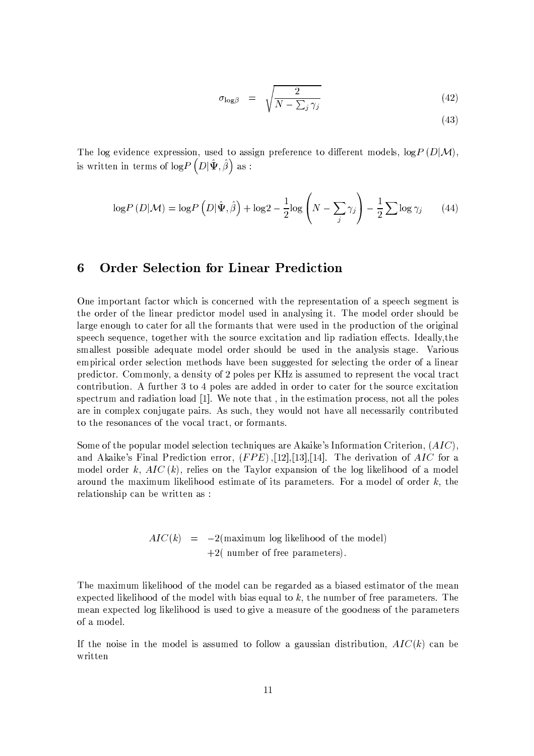$$\sigma_{\log\beta} = \sqrt{\frac{2}{N - \sum_j \gamma_j}} \tag{42}$$

$$\tag{43}$$

The log evidence expression, used to assign preference to different models, $\log P(D|\mathcal{M})$, is written in terms of $\log P\left(D|\hat{\Psi}, \hat{\beta}\right)$ as :

$$\log P(D|\mathcal{M}) = \log P\left(D|\hat{\Psi}, \hat{\beta}\right) + \log 2 - \frac{1}{2}\log\left(N - \sum_j \gamma_j\right) - \frac{1}{2}\sum \log \gamma_j \tag{44}$$

## 6 Order Selection for Linear Prediction

One important factor which is concerned with the representation of a speech segment is the order of the linear predictor model used in analysing it. The model order should be large enough to cater for all the formants that were used in the production of the original speech sequence, together with the source excitation and lip radiation effects. Ideally,the smallest possible adequate model order should be used in the analysis stage. Various empirical order selection methods have been suggested for selecting the order of a linear predictor. Commonly, a density of 2 poles per KHz is assumed to represent the vocal tract contribution. A further 3 to 4 poles are added in order to cater for the source excitation spectrum and radiation load [1]. We note that , in the estimation process, not all the poles are in complex conjugate pairs. As such, they would not have all necessarily contributed to the resonances of the vocal tract, or formants.

Some of the popular model selection techniques are Akaike's Information Criterion, $(AIC)$, and Akaike's Final Prediction error, $(FPE)$ ,[12],[13],[14]. The derivation of $AIC$ for a model order $k$, $AIC(k)$, relies on the Taylor expansion of the log likelihood of a model around the maximum likelihood estimate of its parameters. For a model of order $k$, the relationship can be written as :

$$\begin{aligned} AIC(k) &= -2(\text{maximum log likelihood of the model}) \\ &\quad +2(\text{ number of free parameters}). \end{aligned}$$

The maximum likelihood of the model can be regarded as a biased estimator of the mean expected likelihood of the model with bias equal to $k$, the number of free parameters. The mean expected log likelihood is used to give a measure of the goodness of the parameters of a model.

If the noise in the model is assumed to follow a gaussian distribution, $AIC(k)$ can be written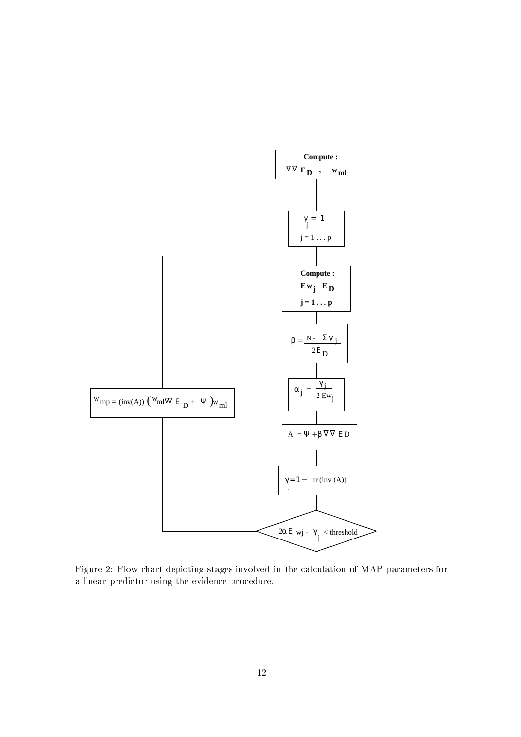**Compute :**

$\nabla\nabla E_D$ , $w_{ml}$

$\gamma_j = 1$

$j = 1 \ldots p$

**Compute :**

$E w_j$ $E_D$

$j = 1 \ldots p$

$\beta = \frac{N - \sum \gamma_j}{2 E_D}$

$\alpha_j = \frac{\gamma_j}{2 E w_j}$

$w_{mp} = (\text{inv}(A)) \left( w_{ml} \nabla\nabla E_D + \Psi \right) w_{ml}$

$A = \Psi + \beta \nabla\nabla E_D$

$\gamma_j = 1 - \text{tr}(\text{inv}(A))$

$2\alpha E_{wj} - \gamma_j$ < threshold

Figure 2: Flow chart depicting stages involved in the calculation of MAP parameters for a linear predictor using the evidence procedure.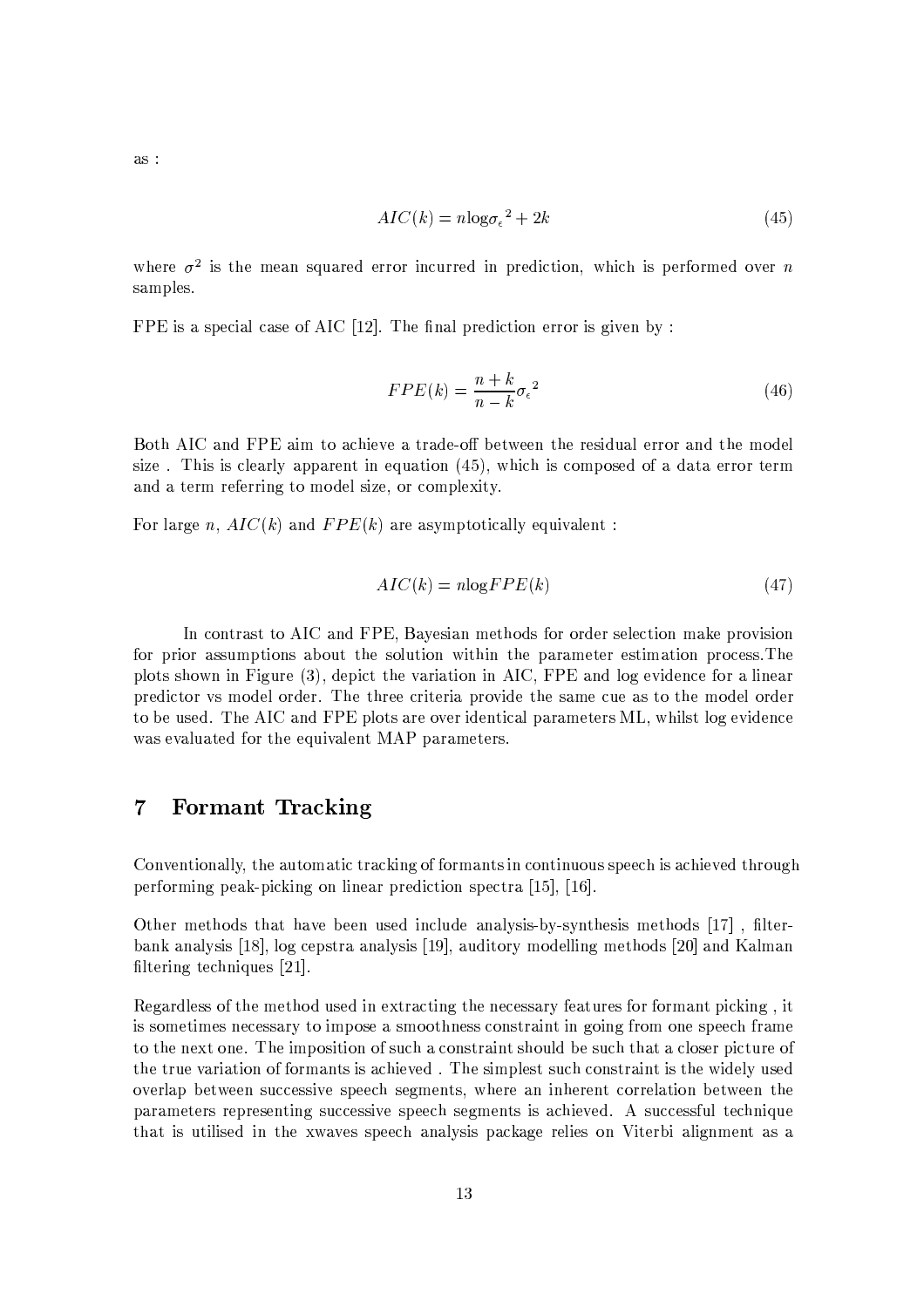as :

$$AIC(k) = n\log{\sigma_\epsilon}^2 + 2k \tag{45}$$

where $\sigma^2$ is the mean squared error incurred in prediction, which is performed over $n$ samples.

FPE is a special case of AIC [12]. The final prediction error is given by :

$$FPE(k) = \frac{n+k}{n-k}{\sigma_\epsilon}^2 \tag{46}$$

Both AIC and FPE aim to achieve a trade-off between the residual error and the model size . This is clearly apparent in equation (45), which is composed of a data error term and a term referring to model size, or complexity.

For large $n$, $AIC(k)$ and $FPE(k)$ are asymptotically equivalent :

$$AIC(k) = n\log FPE(k) \tag{47}$$

In contrast to AIC and FPE, Bayesian methods for order selection make provision for prior assumptions about the solution within the parameter estimation process.The plots shown in Figure (3), depict the variation in AIC, FPE and log evidence for a linear predictor vs model order. The three criteria provide the same cue as to the model order to be used. The AIC and FPE plots are over identical parameters ML, whilst log evidence was evaluated for the equivalent MAP parameters.

## 7 Formant Tracking

Conventionally, the automatic tracking of formants in continuous speech is achieved through performing peak-picking on linear prediction spectra [15], [16].

Other methods that have been used include analysis-by-synthesis methods [17] , filter-bank analysis [18], log cepstra analysis [19], auditory modelling methods [20] and Kalman filtering techniques [21].

Regardless of the method used in extracting the necessary features for formant picking , it is sometimes necessary to impose a smoothness constraint in going from one speech frame to the next one. The imposition of such a constraint should be such that a closer picture of the true variation of formants is achieved . The simplest such constraint is the widely used overlap between successive speech segments, where an inherent correlation between the parameters representing successive speech segments is achieved. A successful technique that is utilised in the xwaves speech analysis package relies on Viterbi alignment as a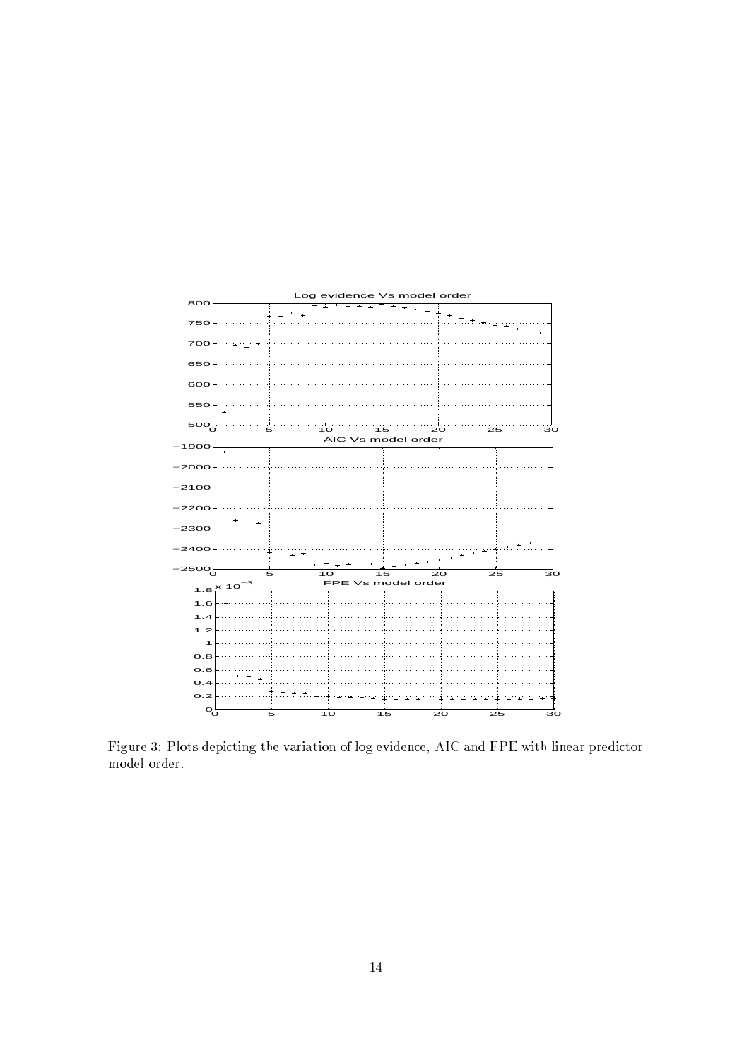Figure 3: Plots depicting the variation of log evidence, AIC and FPE with linear predictor model order.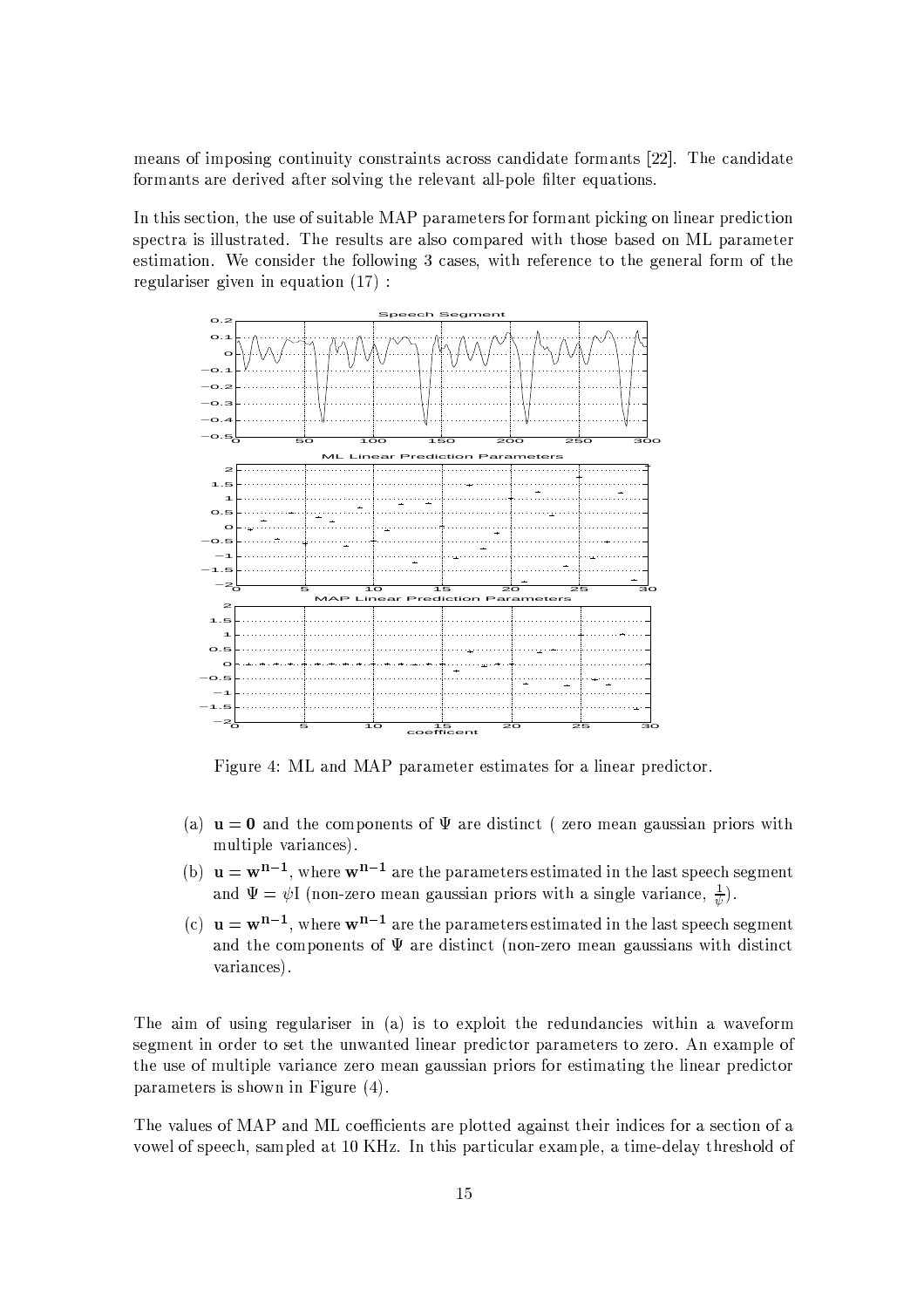means of imposing continuity constraints across candidate formants [22]. The candidate formants are derived after solving the relevant all-pole filter equations.

In this section, the use of suitable MAP parameters for formant picking on linear prediction spectra is illustrated. The results are also compared with those based on ML parameter estimation. We consider the following 3 cases, with reference to the general form of the regulariser given in equation (17) :

Figure 4: ML and MAP parameter estimates for a linear predictor.

(a) $\mathbf{u} = \mathbf{0}$ and the components of $\Psi$ are distinct ( zero mean gaussian priors with multiple variances).

(b) $\mathbf{u} = \mathbf{w}^{\mathbf{n-1}}$, where $\mathbf{w}^{\mathbf{n-1}}$ are the parameters estimated in the last speech segment and $\Psi = \psi \mathrm{I}$ (non-zero mean gaussian priors with a single variance, $\frac{1}{\psi}$).

(c) $\mathbf{u} = \mathbf{w}^{\mathbf{n-1}}$, where $\mathbf{w}^{\mathbf{n-1}}$ are the parameters estimated in the last speech segment and the components of $\Psi$ are distinct (non-zero mean gaussians with distinct variances).

The aim of using regulariser in (a) is to exploit the redundancies within a waveform segment in order to set the unwanted linear predictor parameters to zero. An example of the use of multiple variance zero mean gaussian priors for estimating the linear predictor parameters is shown in Figure (4).

The values of MAP and ML coefficients are plotted against their indices for a section of a vowel of speech, sampled at 10 KHz. In this particular example, a time-delay threshold of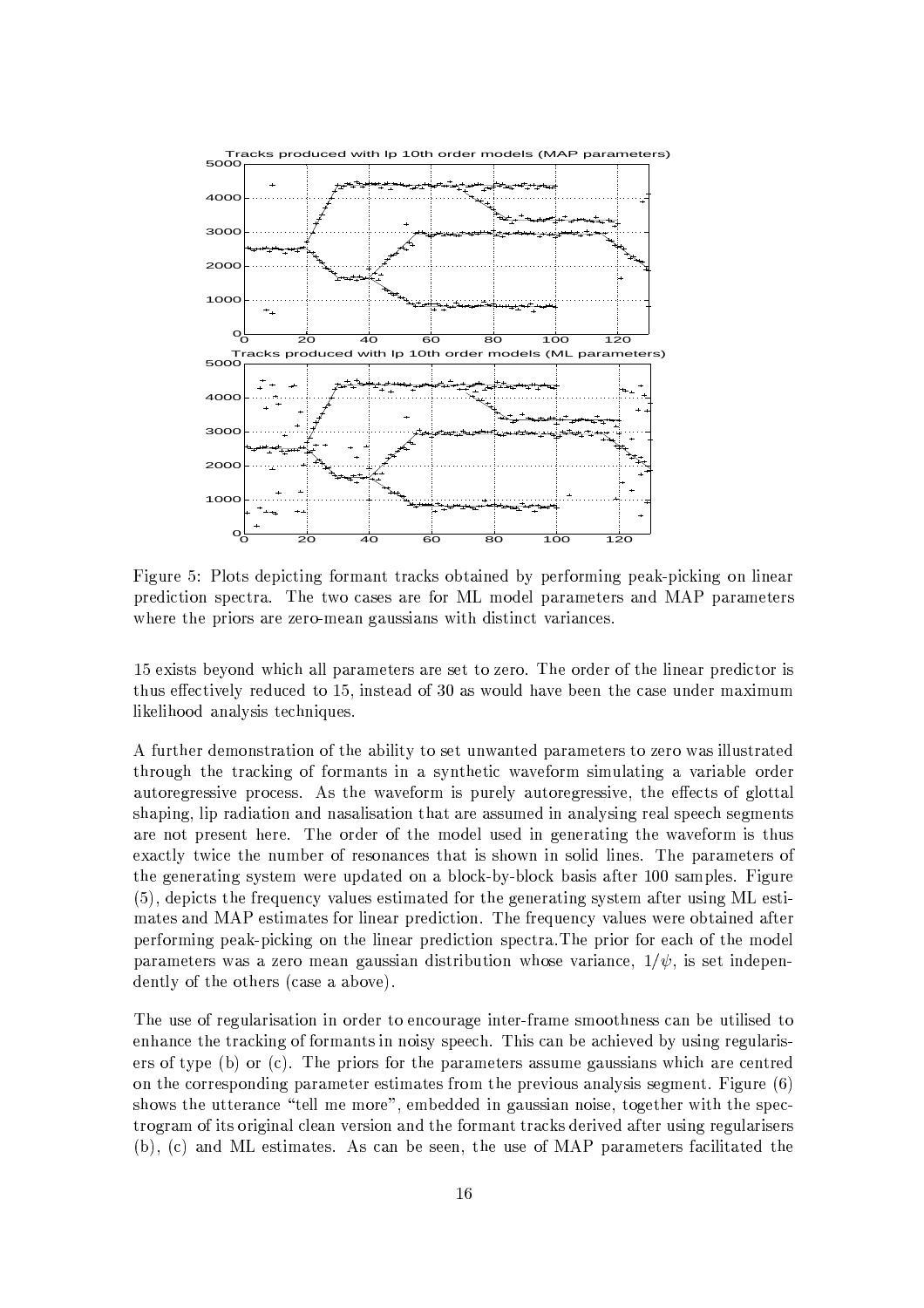Figure 5: Plots depicting formant tracks obtained by performing peak-picking on linear prediction spectra. The two cases are for ML model parameters and MAP parameters where the priors are zero-mean gaussians with distinct variances.

15 exists beyond which all parameters are set to zero. The order of the linear predictor is thus effectively reduced to 15, instead of 30 as would have been the case under maximum likelihood analysis techniques.

A further demonstration of the ability to set unwanted parameters to zero was illustrated through the tracking of formants in a synthetic waveform simulating a variable order autoregressive process. As the waveform is purely autoregressive, the effects of glottal shaping, lip radiation and nasalisation that are assumed in analysing real speech segments are not present here. The order of the model used in generating the waveform is thus exactly twice the number of resonances that is shown in solid lines. The parameters of the generating system were updated on a block-by-block basis after 100 samples. Figure (5), depicts the frequency values estimated for the generating system after using ML estimates and MAP estimates for linear prediction. The frequency values were obtained after performing peak-picking on the linear prediction spectra.The prior for each of the model parameters was a zero mean gaussian distribution whose variance, $1/\psi$, is set independently of the others (case a above).

The use of regularisation in order to encourage inter-frame smoothness can be utilised to enhance the tracking of formants in noisy speech. This can be achieved by using regularisers of type (b) or (c). The priors for the parameters assume gaussians which are centred on the corresponding parameter estimates from the previous analysis segment. Figure (6) shows the utterance "tell me more", embedded in gaussian noise, together with the spectrogram of its original clean version and the formant tracks derived after using regularisers (b), (c) and ML estimates. As can be seen, the use of MAP parameters facilitated the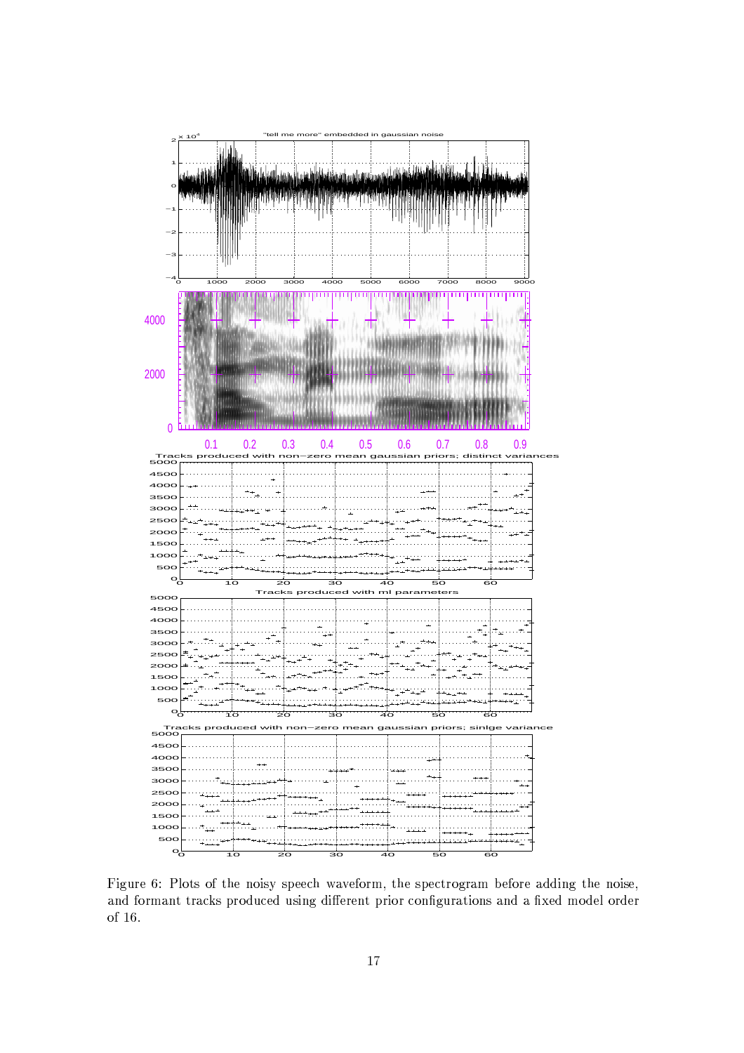Figure 6: Plots of the noisy speech waveform, the spectrogram before adding the noise, and formant tracks produced using different prior configurations and a fixed model order of 16.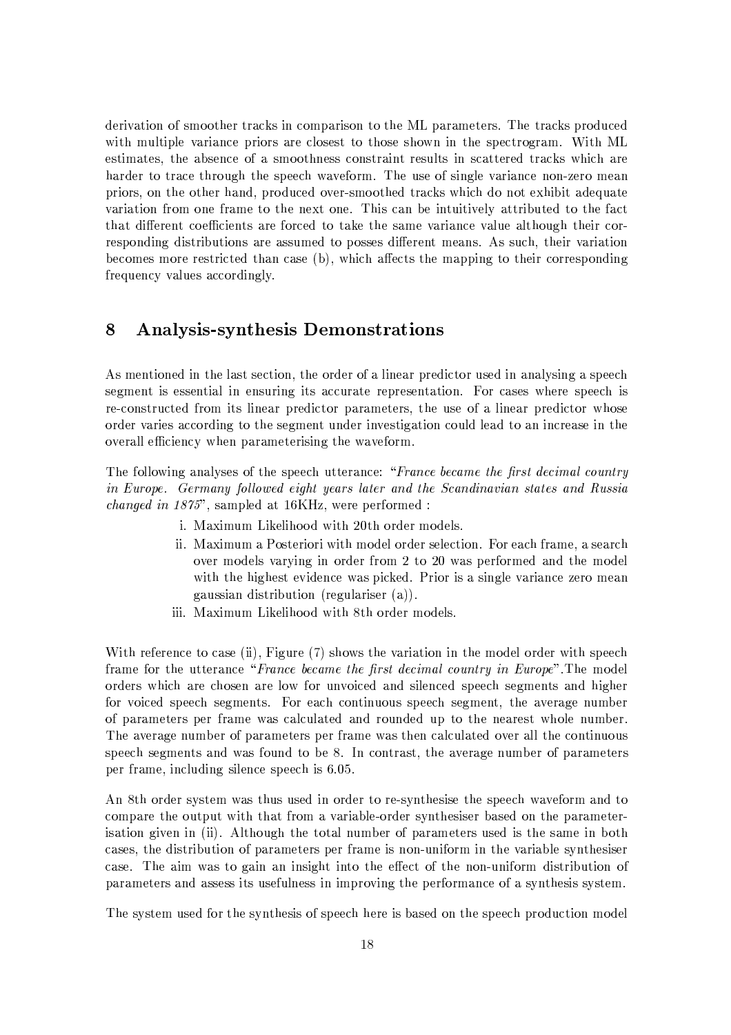derivation of smoother tracks in comparison to the ML parameters. The tracks produced with multiple variance priors are closest to those shown in the spectrogram. With ML estimates, the absence of a smoothness constraint results in scattered tracks which are harder to trace through the speech waveform. The use of single variance non-zero mean priors, on the other hand, produced over-smoothed tracks which do not exhibit adequate variation from one frame to the next one. This can be intuitively attributed to the fact that different coefficients are forced to take the same variance value although their corresponding distributions are assumed to posses different means. As such, their variation becomes more restricted than case (b), which affects the mapping to their corresponding frequency values accordingly.

## 8 Analysis-synthesis Demonstrations

As mentioned in the last section, the order of a linear predictor used in analysing a speech segment is essential in ensuring its accurate representation. For cases where speech is re-constructed from its linear predictor parameters, the use of a linear predictor whose order varies according to the segment under investigation could lead to an increase in the overall efficiency when parameterising the waveform.

The following analyses of the speech utterance: "*France became the first decimal country in Europe. Germany followed eight years later and the Scandinavian states and Russia changed in 1875*", sampled at 16KHz, were performed :

i. Maximum Likelihood with 20th order models.

ii. Maximum a Posteriori with model order selection. For each frame, a search over models varying in order from 2 to 20 was performed and the model with the highest evidence was picked. Prior is a single variance zero mean gaussian distribution (regulariser (a)).

iii. Maximum Likelihood with 8th order models.

With reference to case (ii), Figure (7) shows the variation in the model order with speech frame for the utterance "*France became the first decimal country in Europe*".The model orders which are chosen are low for unvoiced and silenced speech segments and higher for voiced speech segments. For each continuous speech segment, the average number of parameters per frame was calculated and rounded up to the nearest whole number. The average number of parameters per frame was then calculated over all the continuous speech segments and was found to be 8. In contrast, the average number of parameters per frame, including silence speech is 6.05.

An 8th order system was thus used in order to re-synthesise the speech waveform and to compare the output with that from a variable-order synthesiser based on the parameterisation given in (ii). Although the total number of parameters used is the same in both cases, the distribution of parameters per frame is non-uniform in the variable synthesiser case. The aim was to gain an insight into the effect of the non-uniform distribution of parameters and assess its usefulness in improving the performance of a synthesis system.

The system used for the synthesis of speech here is based on the speech production model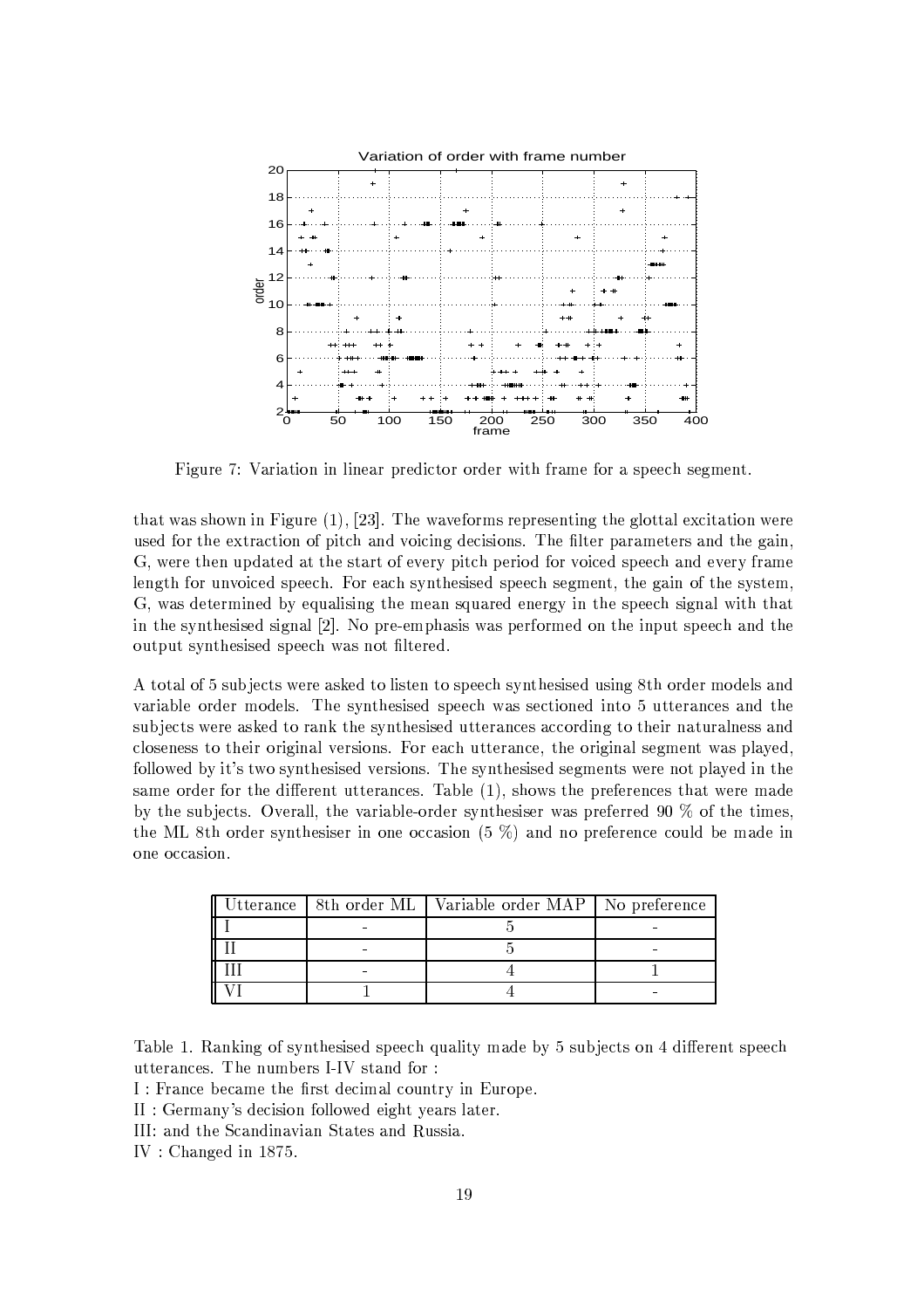Figure 7: Variation in linear predictor order with frame for a speech segment.

that was shown in Figure (1), [23]. The waveforms representing the glottal excitation were used for the extraction of pitch and voicing decisions. The filter parameters and the gain, G, were then updated at the start of every pitch period for voiced speech and every frame length for unvoiced speech. For each synthesised speech segment, the gain of the system, G, was determined by equalising the mean squared energy in the speech signal with that in the synthesised signal [2]. No pre-emphasis was performed on the input speech and the output synthesised speech was not filtered.

A total of 5 subjects were asked to listen to speech synthesised using 8th order models and variable order models. The synthesised speech was sectioned into 5 utterances and the subjects were asked to rank the synthesised utterances according to their naturalness and closeness to their original versions. For each utterance, the original segment was played, followed by it's two synthesised versions. The synthesised segments were not played in the same order for the different utterances. Table (1), shows the preferences that were made by the subjects. Overall, the variable-order synthesiser was preferred 90 % of the times, the ML 8th order synthesiser in one occasion (5 %) and no preference could be made in one occasion.

| Utterance | 8th order ML | Variable order MAP | No preference |
|---|---|---|---|
| I | - | 5 | - |
| II | - | 5 | - |
| III | - | 4 | 1 |
| VI | 1 | 4 | - |

Table 1. Ranking of synthesised speech quality made by 5 subjects on 4 different speech utterances. The numbers I-IV stand for :

I : France became the first decimal country in Europe.

II : Germany's decision followed eight years later.

III: and the Scandinavian States and Russia.

IV : Changed in 1875.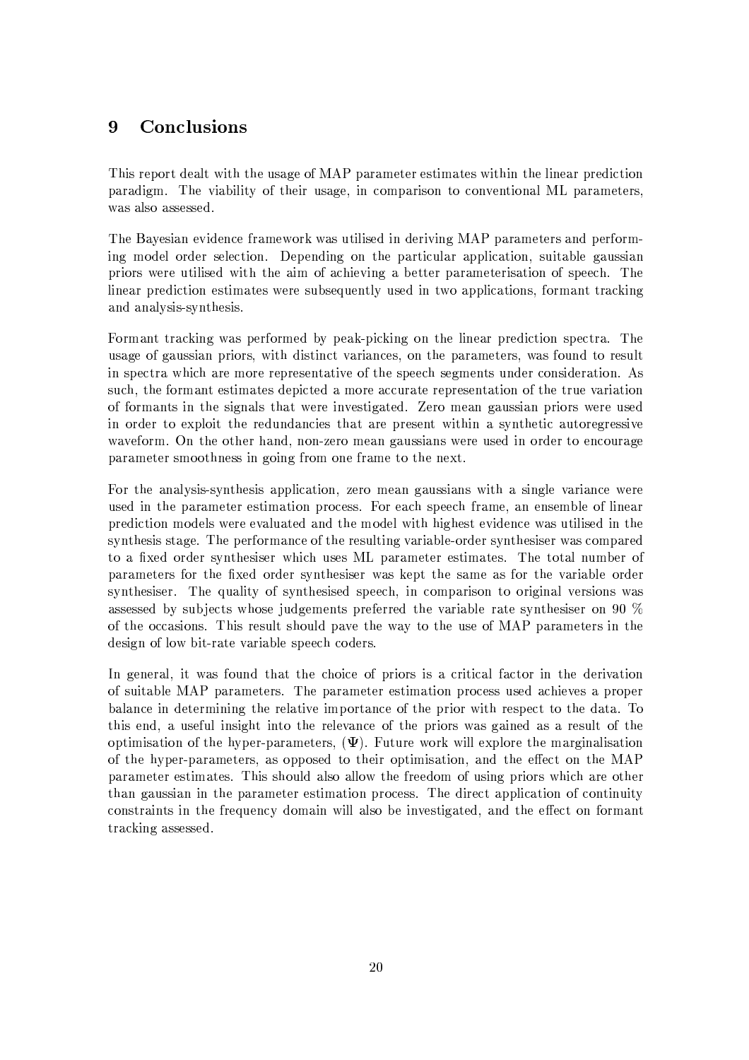# 9 Conclusions

This report dealt with the usage of MAP parameter estimates within the linear prediction paradigm. The viability of their usage, in comparison to conventional ML parameters, was also assessed.

The Bayesian evidence framework was utilised in deriving MAP parameters and performing model order selection. Depending on the particular application, suitable gaussian priors were utilised with the aim of achieving a better parameterisation of speech. The linear prediction estimates were subsequently used in two applications, formant tracking and analysis-synthesis.

Formant tracking was performed by peak-picking on the linear prediction spectra. The usage of gaussian priors, with distinct variances, on the parameters, was found to result in spectra which are more representative of the speech segments under consideration. As such, the formant estimates depicted a more accurate representation of the true variation of formants in the signals that were investigated. Zero mean gaussian priors were used in order to exploit the redundancies that are present within a synthetic autoregressive waveform. On the other hand, non-zero mean gaussians were used in order to encourage parameter smoothness in going from one frame to the next.

For the analysis-synthesis application, zero mean gaussians with a single variance were used in the parameter estimation process. For each speech frame, an ensemble of linear prediction models were evaluated and the model with highest evidence was utilised in the synthesis stage. The performance of the resulting variable-order synthesiser was compared to a fixed order synthesiser which uses ML parameter estimates. The total number of parameters for the fixed order synthesiser was kept the same as for the variable order synthesiser. The quality of synthesised speech, in comparison to original versions was assessed by subjects whose judgements preferred the variable rate synthesiser on 90 % of the occasions. This result should pave the way to the use of MAP parameters in the design of low bit-rate variable speech coders.

In general, it was found that the choice of priors is a critical factor in the derivation of suitable MAP parameters. The parameter estimation process used achieves a proper balance in determining the relative importance of the prior with respect to the data. To this end, a useful insight into the relevance of the priors was gained as a result of the optimisation of the hyper-parameters, ($\mathbf{\Psi}$). Future work will explore the marginalisation of the hyper-parameters, as opposed to their optimisation, and the effect on the MAP parameter estimates. This should also allow the freedom of using priors which are other than gaussian in the parameter estimation process. The direct application of continuity constraints in the frequency domain will also be investigated, and the effect on formant tracking assessed.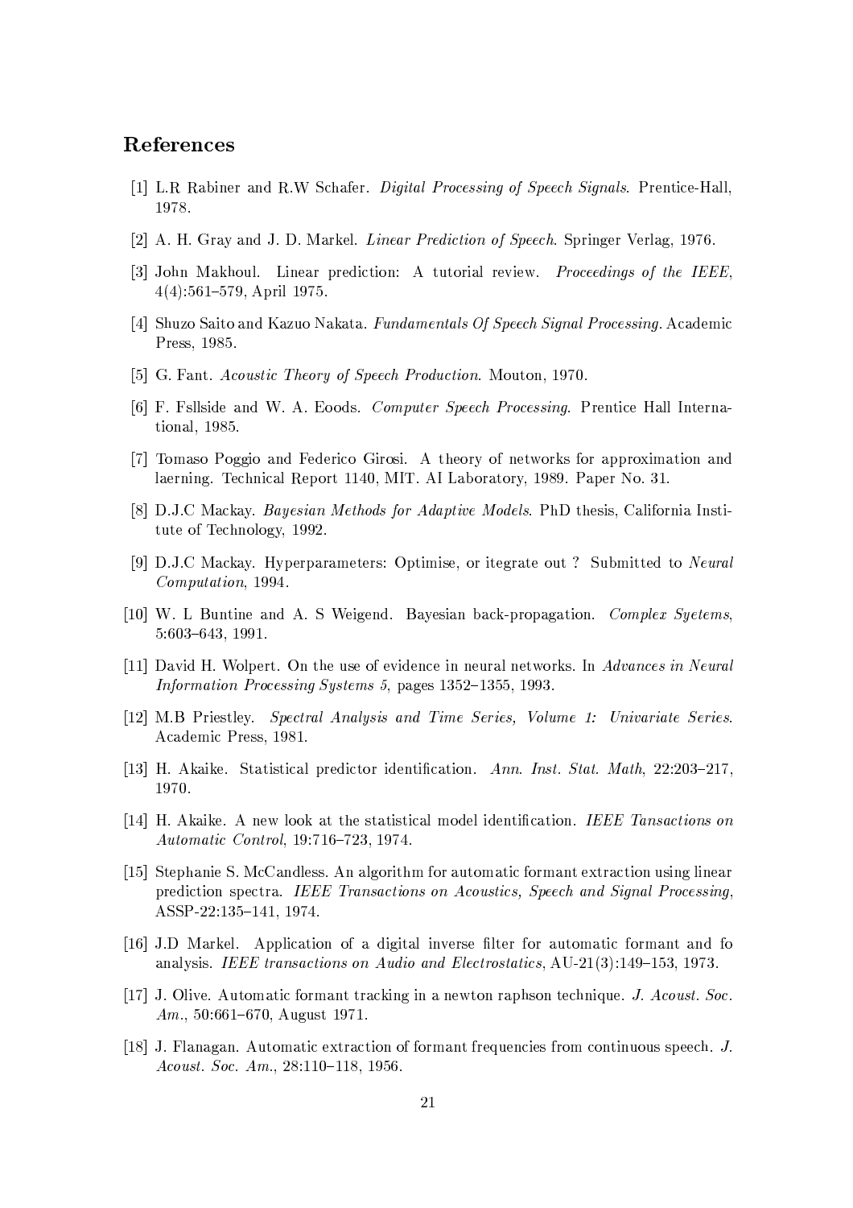## References

[1] L.R Rabiner and R.W Schafer. *Digital Processing of Speech Signals*. Prentice-Hall, 1978.

[2] A. H. Gray and J. D. Markel. *Linear Prediction of Speech*. Springer Verlag, 1976.

[3] John Makhoul. Linear prediction: A tutorial review. *Proceedings of the IEEE*, 4(4):561–579, April 1975.

[4] Shuzo Saito and Kazuo Nakata. *Fundamentals Of Speech Signal Processing*. Academic Press, 1985.

[5] G. Fant. *Acoustic Theory of Speech Production*. Mouton, 1970.

[6] F. Fsllside and W. A. Eoods. *Computer Speech Processing*. Prentice Hall International, 1985.

[7] Tomaso Poggio and Federico Girosi. A theory of networks for approximation and laerning. Technical Report 1140, MIT. AI Laboratory, 1989. Paper No. 31.

[8] D.J.C Mackay. *Bayesian Methods for Adaptive Models*. PhD thesis, California Institute of Technology, 1992.

[9] D.J.C Mackay. Hyperparameters: Optimise, or itegrate out ? Submitted to *Neural Computation*, 1994.

[10] W. L Buntine and A. S Weigend. Bayesian back-propagation. *Complex Syetems*, 5:603–643, 1991.

[11] David H. Wolpert. On the use of evidence in neural networks. In *Advances in Neural Information Processing Systems 5*, pages 1352–1355, 1993.

[12] M.B Priestley. *Spectral Analysis and Time Series, Volume 1: Univariate Series*. Academic Press, 1981.

[13] H. Akaike. Statistical predictor identification. *Ann. Inst. Stat. Math*, 22:203–217, 1970.

[14] H. Akaike. A new look at the statistical model identification. *IEEE Tansactions on Automatic Control*, 19:716–723, 1974.

[15] Stephanie S. McCandless. An algorithm for automatic formant extraction using linear prediction spectra. *IEEE Transactions on Acoustics, Speech and Signal Processing*, ASSP-22:135–141, 1974.

[16] J.D Markel. Application of a digital inverse filter for automatic formant and fo analysis. *IEEE transactions on Audio and Electrostatics*, AU-21(3):149–153, 1973.

[17] J. Olive. Automatic formant tracking in a newton raphson technique. *J. Acoust. Soc. Am.*, 50:661–670, August 1971.

[18] J. Flanagan. Automatic extraction of formant frequencies from continuous speech. *J. Acoust. Soc. Am.*, 28:110–118, 1956.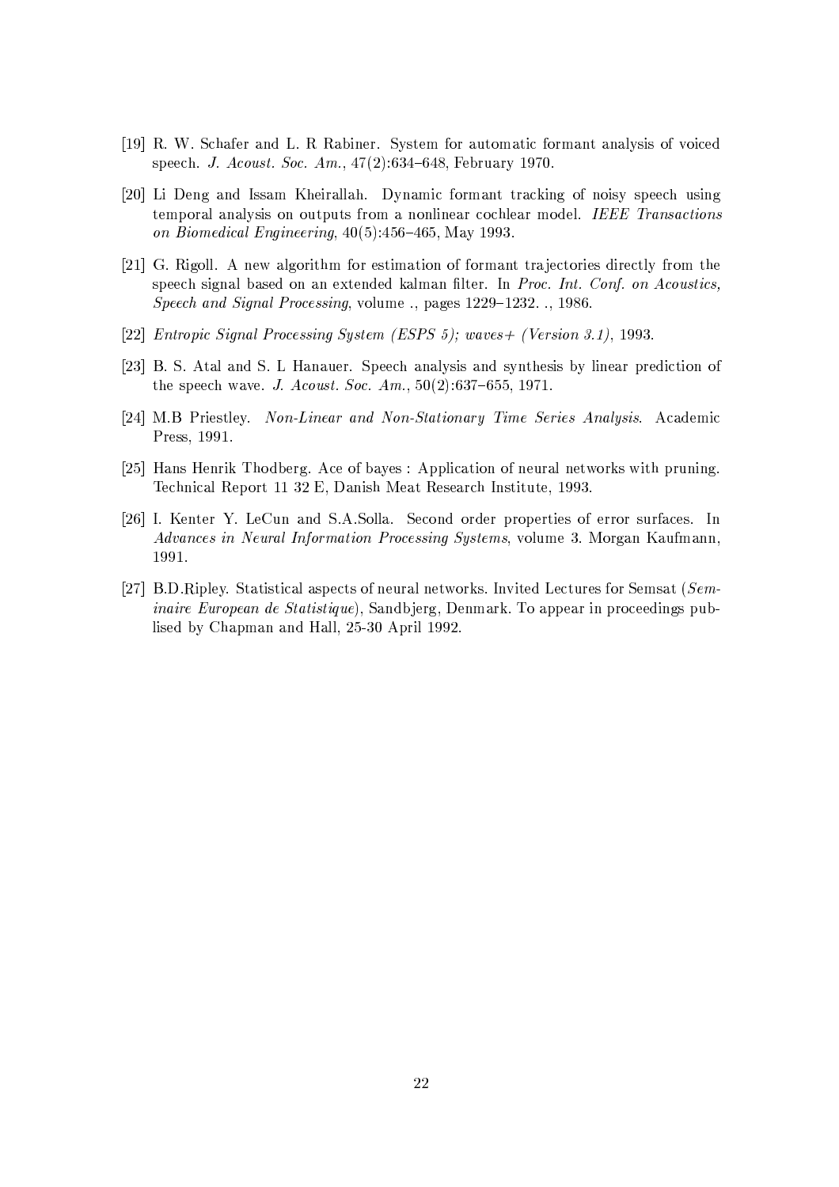[19] R. W. Schafer and L. R Rabiner. System for automatic formant analysis of voiced speech. *J. Acoust. Soc. Am.*, 47(2):634–648, February 1970.

[20] Li Deng and Issam Kheirallah. Dynamic formant tracking of noisy speech using temporal analysis on outputs from a nonlinear cochlear model. *IEEE Transactions on Biomedical Engineering*, 40(5):456–465, May 1993.

[21] G. Rigoll. A new algorithm for estimation of formant trajectories directly from the speech signal based on an extended kalman filter. In *Proc. Int. Conf. on Acoustics, Speech and Signal Processing*, volume ., pages 1229–1232. ., 1986.

[22] *Entropic Signal Processing System (ESPS 5); waves+ (Version 3.1)*, 1993.

[23] B. S. Atal and S. L Hanauer. Speech analysis and synthesis by linear prediction of the speech wave. *J. Acoust. Soc. Am.*, 50(2):637–655, 1971.

[24] M.B Priestley. *Non-Linear and Non-Stationary Time Series Analysis*. Academic Press, 1991.

[25] Hans Henrik Thodberg. Ace of bayes : Application of neural networks with pruning. Technical Report 11 32 E, Danish Meat Research Institute, 1993.

[26] I. Kenter Y. LeCun and S.A.Solla. Second order properties of error surfaces. In *Advances in Neural Information Processing Systems*, volume 3. Morgan Kaufmann, 1991.

[27] B.D.Ripley. Statistical aspects of neural networks. Invited Lectures for Semsat (*Seminaire European de Statistique*), Sandbjerg, Denmark. To appear in proceedings publised by Chapman and Hall, 25-30 April 1992.